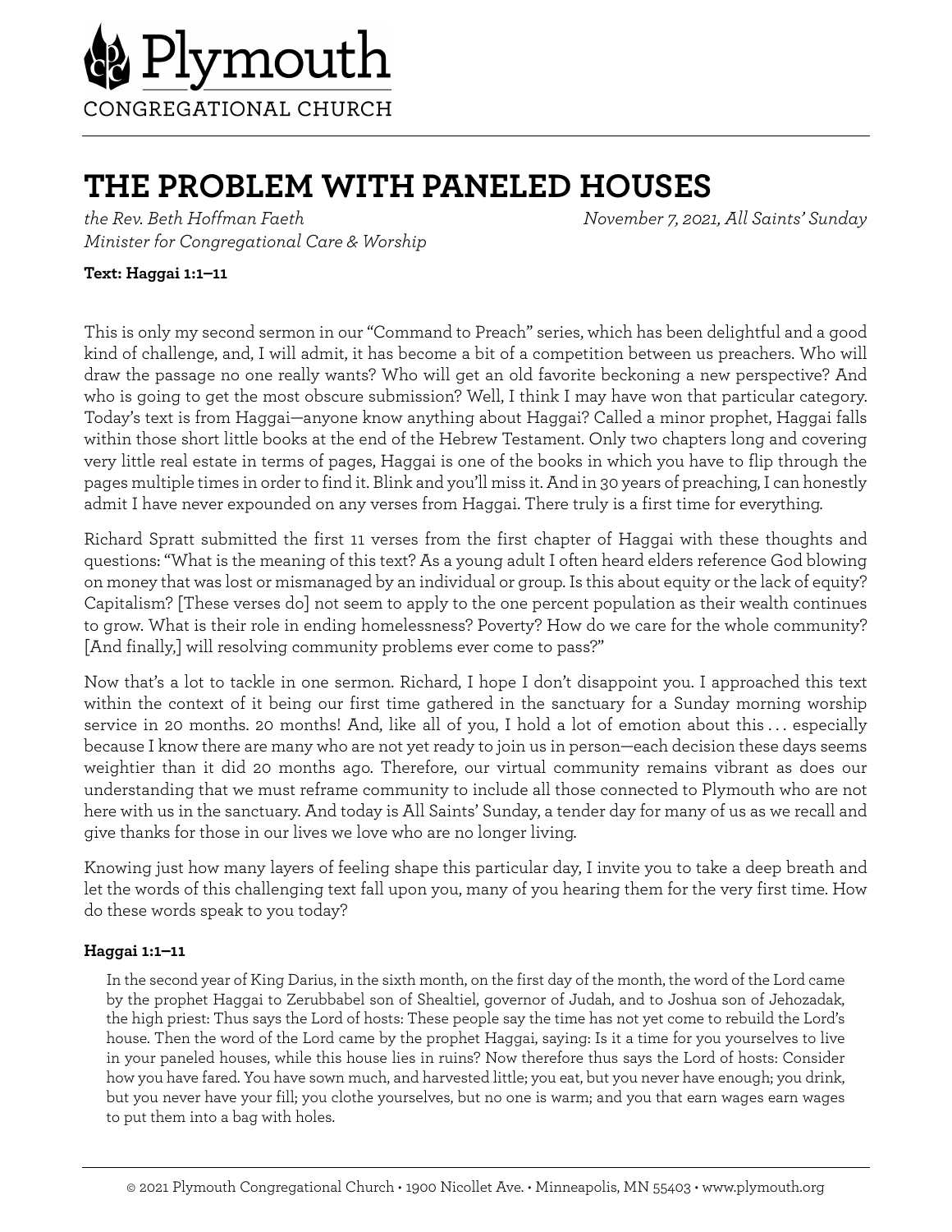Plymouth

CONGREGATIONAL CHURCH

# THE PROBLEM WITH PANELED HOUSES

*the Rev. Beth Hoffman Faeth* *November 7, 2021, All Saints' Sunday*
*Minister for Congregational Care & Worship*

**Text: Haggai 1:1–11**

This is only my second sermon in our "Command to Preach" series, which has been delightful and a good kind of challenge, and, I will admit, it has become a bit of a competition between us preachers. Who will draw the passage no one really wants? Who will get an old favorite beckoning a new perspective? And who is going to get the most obscure submission? Well, I think I may have won that particular category. Today's text is from Haggai—anyone know anything about Haggai? Called a minor prophet, Haggai falls within those short little books at the end of the Hebrew Testament. Only two chapters long and covering very little real estate in terms of pages, Haggai is one of the books in which you have to flip through the pages multiple times in order to find it. Blink and you'll miss it. And in 30 years of preaching, I can honestly admit I have never expounded on any verses from Haggai. There truly is a first time for everything.

Richard Spratt submitted the first 11 verses from the first chapter of Haggai with these thoughts and questions: "What is the meaning of this text? As a young adult I often heard elders reference God blowing on money that was lost or mismanaged by an individual or group. Is this about equity or the lack of equity? Capitalism? [These verses do] not seem to apply to the one percent population as their wealth continues to grow. What is their role in ending homelessness? Poverty? How do we care for the whole community? [And finally,] will resolving community problems ever come to pass?"

Now that's a lot to tackle in one sermon. Richard, I hope I don't disappoint you. I approached this text within the context of it being our first time gathered in the sanctuary for a Sunday morning worship service in 20 months. 20 months! And, like all of you, I hold a lot of emotion about this . . . especially because I know there are many who are not yet ready to join us in person—each decision these days seems weightier than it did 20 months ago. Therefore, our virtual community remains vibrant as does our understanding that we must reframe community to include all those connected to Plymouth who are not here with us in the sanctuary. And today is All Saints' Sunday, a tender day for many of us as we recall and give thanks for those in our lives we love who are no longer living.

Knowing just how many layers of feeling shape this particular day, I invite you to take a deep breath and let the words of this challenging text fall upon you, many of you hearing them for the very first time. How do these words speak to you today?

**Haggai 1:1–11**

> In the second year of King Darius, in the sixth month, on the first day of the month, the word of the Lord came by the prophet Haggai to Zerubbabel son of Shealtiel, governor of Judah, and to Joshua son of Jehozadak, the high priest: Thus says the Lord of hosts: These people say the time has not yet come to rebuild the Lord's house. Then the word of the Lord came by the prophet Haggai, saying: Is it a time for you yourselves to live in your paneled houses, while this house lies in ruins? Now therefore thus says the Lord of hosts: Consider how you have fared. You have sown much, and harvested little; you eat, but you never have enough; you drink, but you never have your fill; you clothe yourselves, but no one is warm; and you that earn wages earn wages to put them into a bag with holes.

© 2021 Plymouth Congregational Church • 1900 Nicollet Ave. • Minneapolis, MN 55403 • www.plymouth.org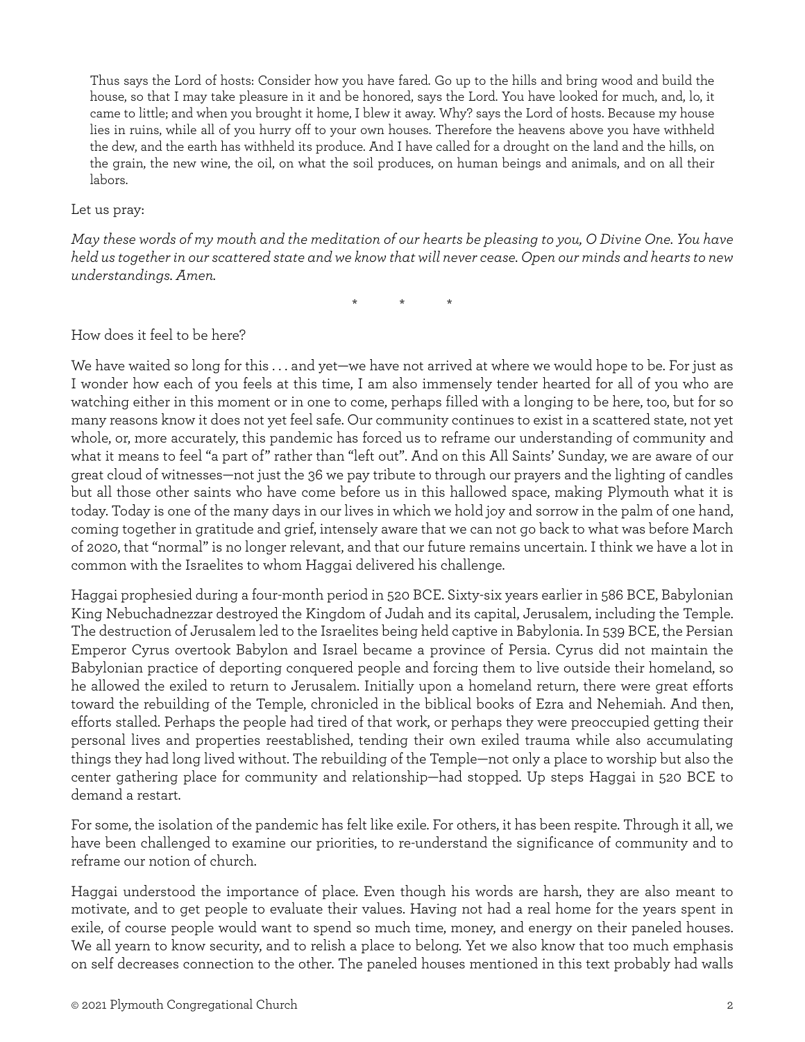> Thus says the Lord of hosts: Consider how you have fared. Go up to the hills and bring wood and build the house, so that I may take pleasure in it and be honored, says the Lord. You have looked for much, and, lo, it came to little; and when you brought it home, I blew it away. Why? says the Lord of hosts. Because my house lies in ruins, while all of you hurry off to your own houses. Therefore the heavens above you have withheld the dew, and the earth has withheld its produce. And I have called for a drought on the land and the hills, on the grain, the new wine, the oil, on what the soil produces, on human beings and animals, and on all their labors.

Let us pray:

*May these words of my mouth and the meditation of our hearts be pleasing to you, O Divine One. You have held us together in our scattered state and we know that will never cease. Open our minds and hearts to new understandings. Amen.*

\* \* \*

How does it feel to be here?

We have waited so long for this . . . and yet—we have not arrived at where we would hope to be. For just as I wonder how each of you feels at this time, I am also immensely tender hearted for all of you who are watching either in this moment or in one to come, perhaps filled with a longing to be here, too, but for so many reasons know it does not yet feel safe. Our community continues to exist in a scattered state, not yet whole, or, more accurately, this pandemic has forced us to reframe our understanding of community and what it means to feel "a part of" rather than "left out". And on this All Saints' Sunday, we are aware of our great cloud of witnesses—not just the 36 we pay tribute to through our prayers and the lighting of candles but all those other saints who have come before us in this hallowed space, making Plymouth what it is today. Today is one of the many days in our lives in which we hold joy and sorrow in the palm of one hand, coming together in gratitude and grief, intensely aware that we can not go back to what was before March of 2020, that "normal" is no longer relevant, and that our future remains uncertain. I think we have a lot in common with the Israelites to whom Haggai delivered his challenge.

Haggai prophesied during a four-month period in 520 BCE. Sixty-six years earlier in 586 BCE, Babylonian King Nebuchadnezzar destroyed the Kingdom of Judah and its capital, Jerusalem, including the Temple. The destruction of Jerusalem led to the Israelites being held captive in Babylonia. In 539 BCE, the Persian Emperor Cyrus overtook Babylon and Israel became a province of Persia. Cyrus did not maintain the Babylonian practice of deporting conquered people and forcing them to live outside their homeland, so he allowed the exiled to return to Jerusalem. Initially upon a homeland return, there were great efforts toward the rebuilding of the Temple, chronicled in the biblical books of Ezra and Nehemiah. And then, efforts stalled. Perhaps the people had tired of that work, or perhaps they were preoccupied getting their personal lives and properties reestablished, tending their own exiled trauma while also accumulating things they had long lived without. The rebuilding of the Temple—not only a place to worship but also the center gathering place for community and relationship—had stopped. Up steps Haggai in 520 BCE to demand a restart.

For some, the isolation of the pandemic has felt like exile. For others, it has been respite. Through it all, we have been challenged to examine our priorities, to re-understand the significance of community and to reframe our notion of church.

Haggai understood the importance of place. Even though his words are harsh, they are also meant to motivate, and to get people to evaluate their values. Having not had a real home for the years spent in exile, of course people would want to spend so much time, money, and energy on their paneled houses. We all yearn to know security, and to relish a place to belong. Yet we also know that too much emphasis on self decreases connection to the other. The paneled houses mentioned in this text probably had walls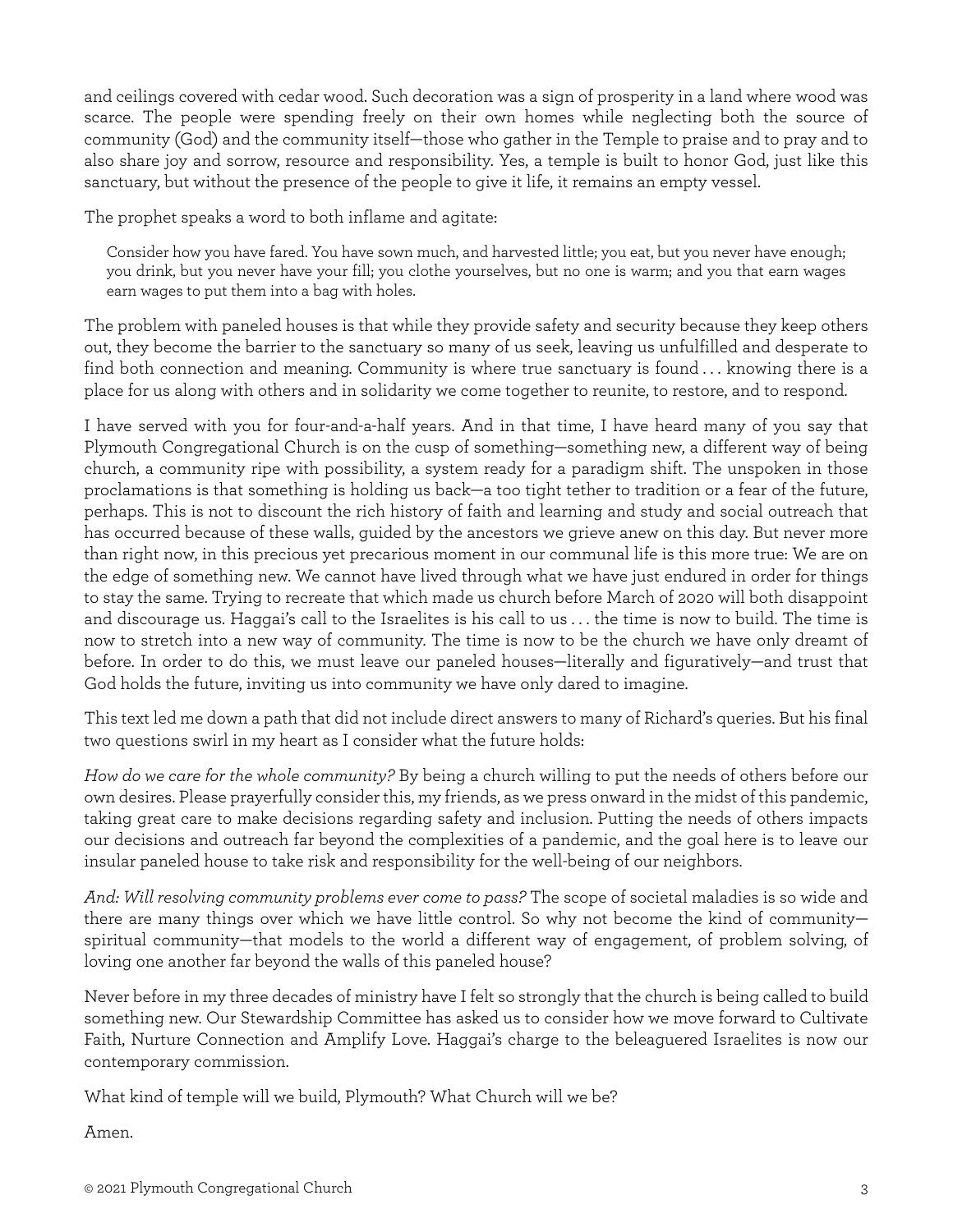and ceilings covered with cedar wood. Such decoration was a sign of prosperity in a land where wood was scarce. The people were spending freely on their own homes while neglecting both the source of community (God) and the community itself—those who gather in the Temple to praise and to pray and to also share joy and sorrow, resource and responsibility. Yes, a temple is built to honor God, just like this sanctuary, but without the presence of the people to give it life, it remains an empty vessel.

The prophet speaks a word to both inflame and agitate:

> Consider how you have fared. You have sown much, and harvested little; you eat, but you never have enough; you drink, but you never have your fill; you clothe yourselves, but no one is warm; and you that earn wages earn wages to put them into a bag with holes.

The problem with paneled houses is that while they provide safety and security because they keep others out, they become the barrier to the sanctuary so many of us seek, leaving us unfulfilled and desperate to find both connection and meaning. Community is where true sanctuary is found . . . knowing there is a place for us along with others and in solidarity we come together to reunite, to restore, and to respond.

I have served with you for four-and-a-half years. And in that time, I have heard many of you say that Plymouth Congregational Church is on the cusp of something—something new, a different way of being church, a community ripe with possibility, a system ready for a paradigm shift. The unspoken in those proclamations is that something is holding us back—a too tight tether to tradition or a fear of the future, perhaps. This is not to discount the rich history of faith and learning and study and social outreach that has occurred because of these walls, guided by the ancestors we grieve anew on this day. But never more than right now, in this precious yet precarious moment in our communal life is this more true: We are on the edge of something new. We cannot have lived through what we have just endured in order for things to stay the same. Trying to recreate that which made us church before March of 2020 will both disappoint and discourage us. Haggai's call to the Israelites is his call to us . . . the time is now to build. The time is now to stretch into a new way of community. The time is now to be the church we have only dreamt of before. In order to do this, we must leave our paneled houses—literally and figuratively—and trust that God holds the future, inviting us into community we have only dared to imagine.

This text led me down a path that did not include direct answers to many of Richard's queries. But his final two questions swirl in my heart as I consider what the future holds:

*How do we care for the whole community?* By being a church willing to put the needs of others before our own desires. Please prayerfully consider this, my friends, as we press onward in the midst of this pandemic, taking great care to make decisions regarding safety and inclusion. Putting the needs of others impacts our decisions and outreach far beyond the complexities of a pandemic, and the goal here is to leave our insular paneled house to take risk and responsibility for the well-being of our neighbors.

*And: Will resolving community problems ever come to pass?* The scope of societal maladies is so wide and there are many things over which we have little control. So why not become the kind of community—spiritual community—that models to the world a different way of engagement, of problem solving, of loving one another far beyond the walls of this paneled house?

Never before in my three decades of ministry have I felt so strongly that the church is being called to build something new. Our Stewardship Committee has asked us to consider how we move forward to Cultivate Faith, Nurture Connection and Amplify Love. Haggai's charge to the beleaguered Israelites is now our contemporary commission.

What kind of temple will we build, Plymouth? What Church will we be?

Amen.

© 2021 Plymouth Congregational Church